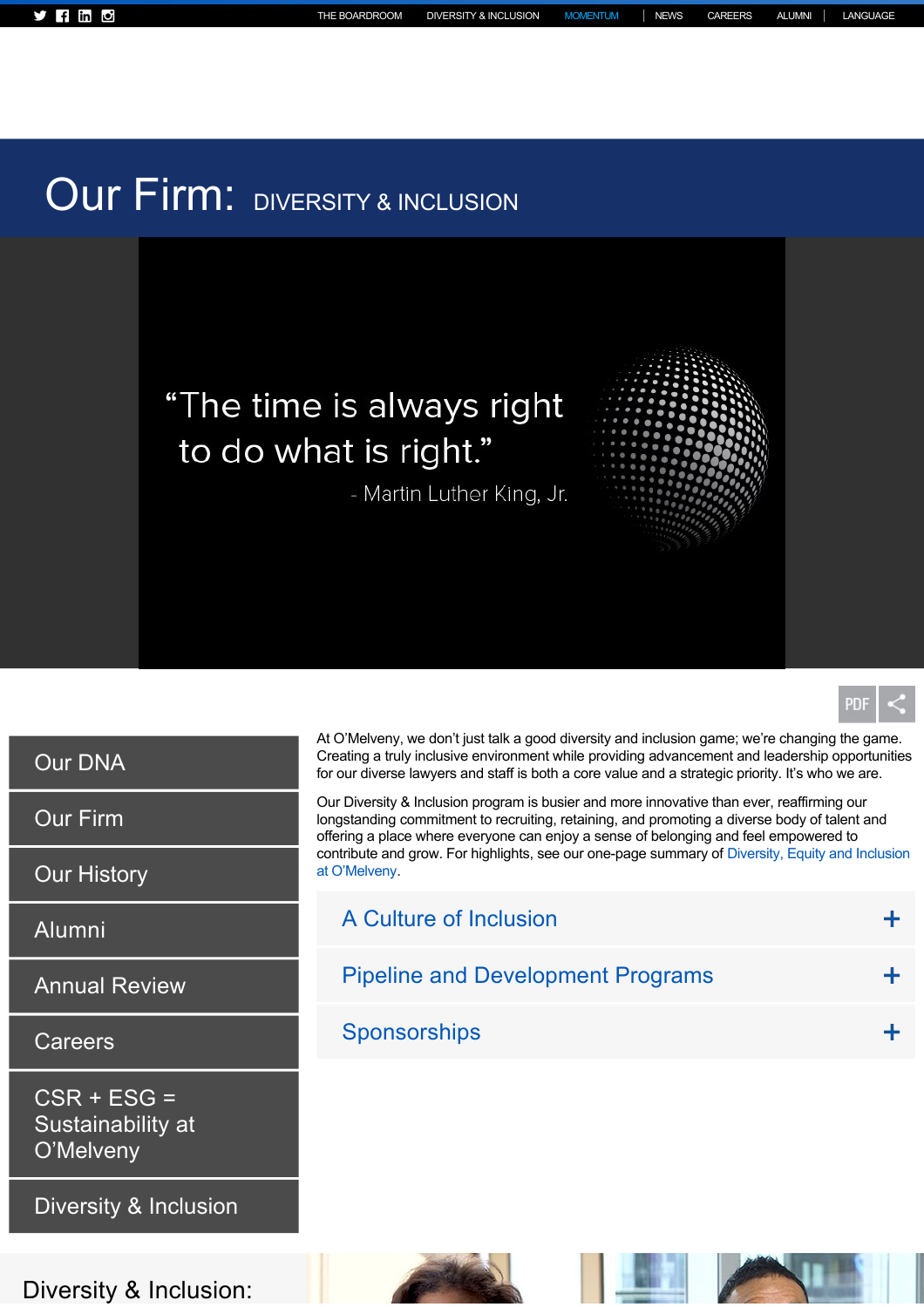THE BOARDROOM DIVERSITY & INCLUSION MOMENTUM | NEWS CAREERS ALUMNI | LANGUAGE

# Our Firm: DIVERSITY & INCLUSION

“The time is always right to do what is right.”

- Martin Luther King, Jr.

PDF

- Our DNA
- Our Firm
- Our History
- Alumni
- Annual Review
- Careers
- CSR + ESG = Sustainability at O’Melveny
- Diversity & Inclusion

At O’Melveny, we don’t just talk a good diversity and inclusion game; we’re changing the game. Creating a truly inclusive environment while providing advancement and leadership opportunities for our diverse lawyers and staff is both a core value and a strategic priority. It’s who we are.

Our Diversity & Inclusion program is busier and more innovative than ever, reaffirming our longstanding commitment to recruiting, retaining, and promoting a diverse body of talent and offering a place where everyone can enjoy a sense of belonging and feel empowered to contribute and grow. For highlights, see our one-page summary of Diversity, Equity and Inclusion at O’Melveny.

## A Culture of Inclusion +

## Pipeline and Development Programs +

## Sponsorships +

Diversity & Inclusion: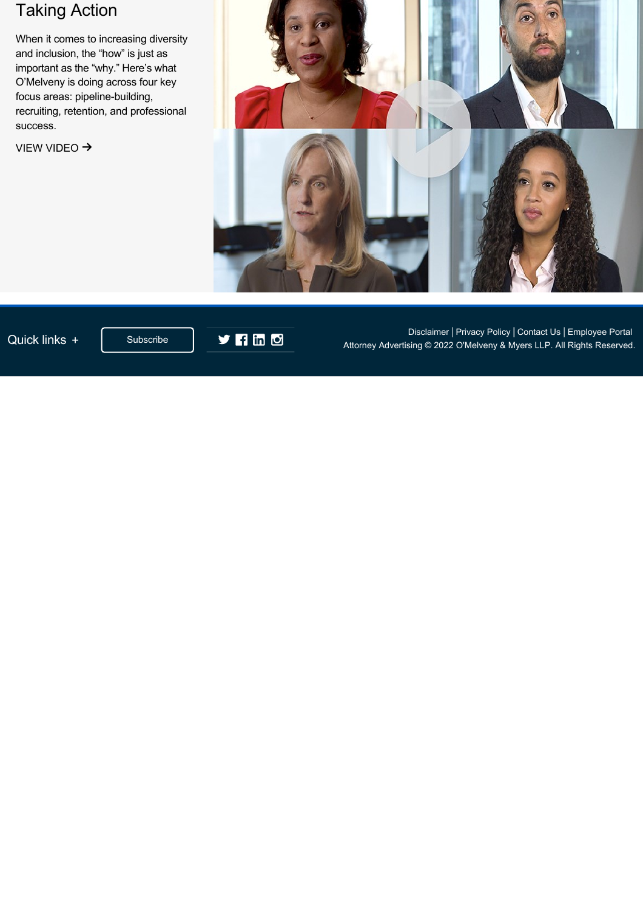## Taking Action

When it comes to increasing diversity and inclusion, the "how" is just as important as the "why." Here's what O'Melveny is doing across four key focus areas: pipeline-building, recruiting, retention, and professional success.

VIEW VIDEO →

Quick links +

Subscribe

Disclaimer | Privacy Policy | Contact Us | Employee Portal

Attorney Advertising © 2022 O'Melveny & Myers LLP. All Rights Reserved.